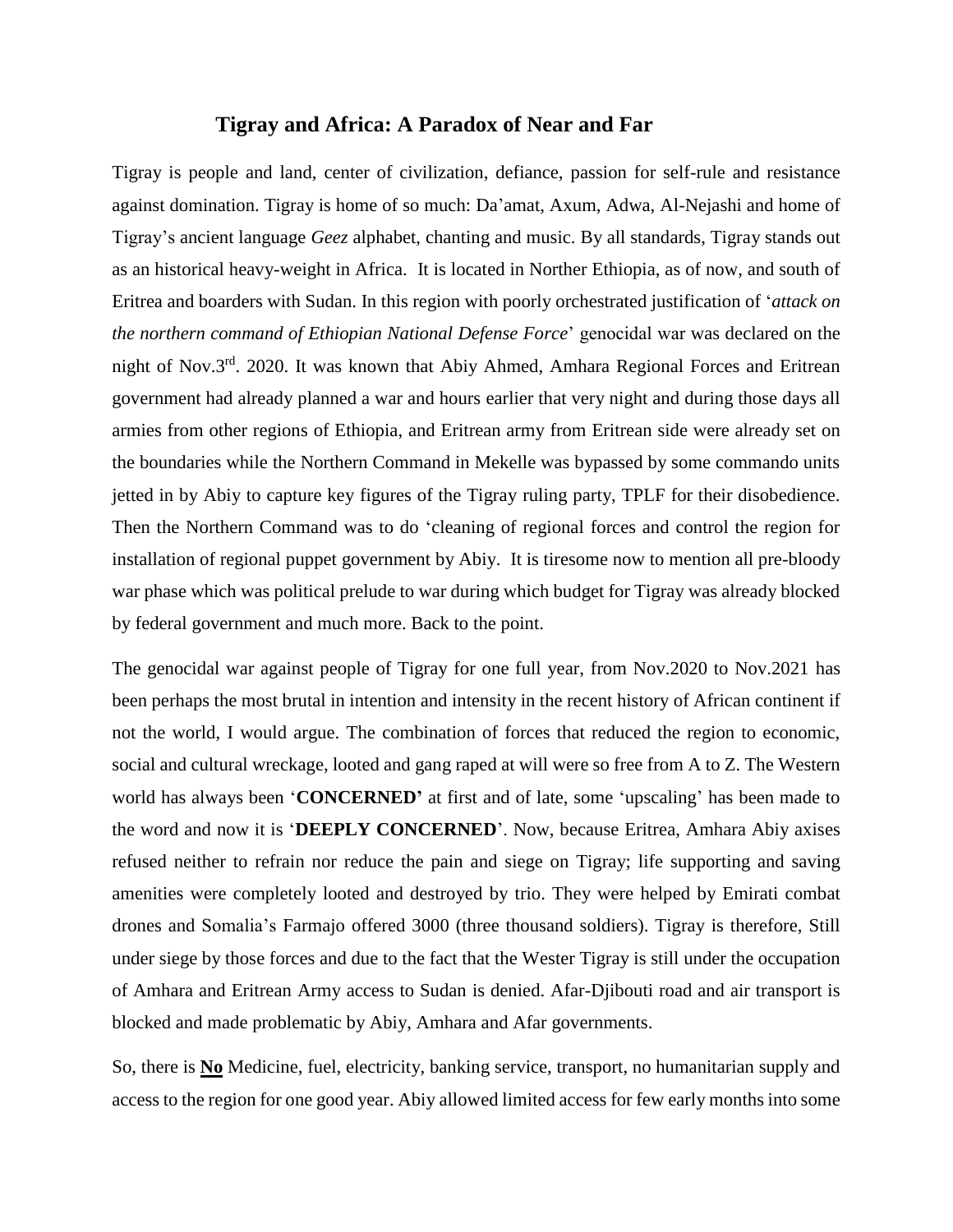# Tigray and Africa: A Paradox of Near and Far

Tigray is people and land, center of civilization, defiance, passion for self-rule and resistance against domination. Tigray is home of so much: Da'amat, Axum, Adwa, Al-Nejashi and home of Tigray's ancient language *Geez* alphabet, chanting and music. By all standards, Tigray stands out as an historical heavy-weight in Africa. It is located in Norther Ethiopia, as of now, and south of Eritrea and boarders with Sudan. In this region with poorly orchestrated justification of '*attack on the northern command of Ethiopian National Defense Force*' genocidal war was declared on the night of Nov.3rd. 2020. It was known that Abiy Ahmed, Amhara Regional Forces and Eritrean government had already planned a war and hours earlier that very night and during those days all armies from other regions of Ethiopia, and Eritrean army from Eritrean side were already set on the boundaries while the Northern Command in Mekelle was bypassed by some commando units jetted in by Abiy to capture key figures of the Tigray ruling party, TPLF for their disobedience. Then the Northern Command was to do 'cleaning of regional forces and control the region for installation of regional puppet government by Abiy. It is tiresome now to mention all pre-bloody war phase which was political prelude to war during which budget for Tigray was already blocked by federal government and much more. Back to the point.

The genocidal war against people of Tigray for one full year, from Nov.2020 to Nov.2021 has been perhaps the most brutal in intention and intensity in the recent history of African continent if not the world, I would argue. The combination of forces that reduced the region to economic, social and cultural wreckage, looted and gang raped at will were so free from A to Z. The Western world has always been '**CONCERNED'** at first and of late, some 'upscaling' has been made to the word and now it is '**DEEPLY CONCERNED**'. Now, because Eritrea, Amhara Abiy axises refused neither to refrain nor reduce the pain and siege on Tigray; life supporting and saving amenities were completely looted and destroyed by trio. They were helped by Emirati combat drones and Somalia's Farmajo offered 3000 (three thousand soldiers). Tigray is therefore, Still under siege by those forces and due to the fact that the Wester Tigray is still under the occupation of Amhara and Eritrean Army access to Sudan is denied. Afar-Djibouti road and air transport is blocked and made problematic by Abiy, Amhara and Afar governments.

So, there is **No** Medicine, fuel, electricity, banking service, transport, no humanitarian supply and access to the region for one good year. Abiy allowed limited access for few early months into some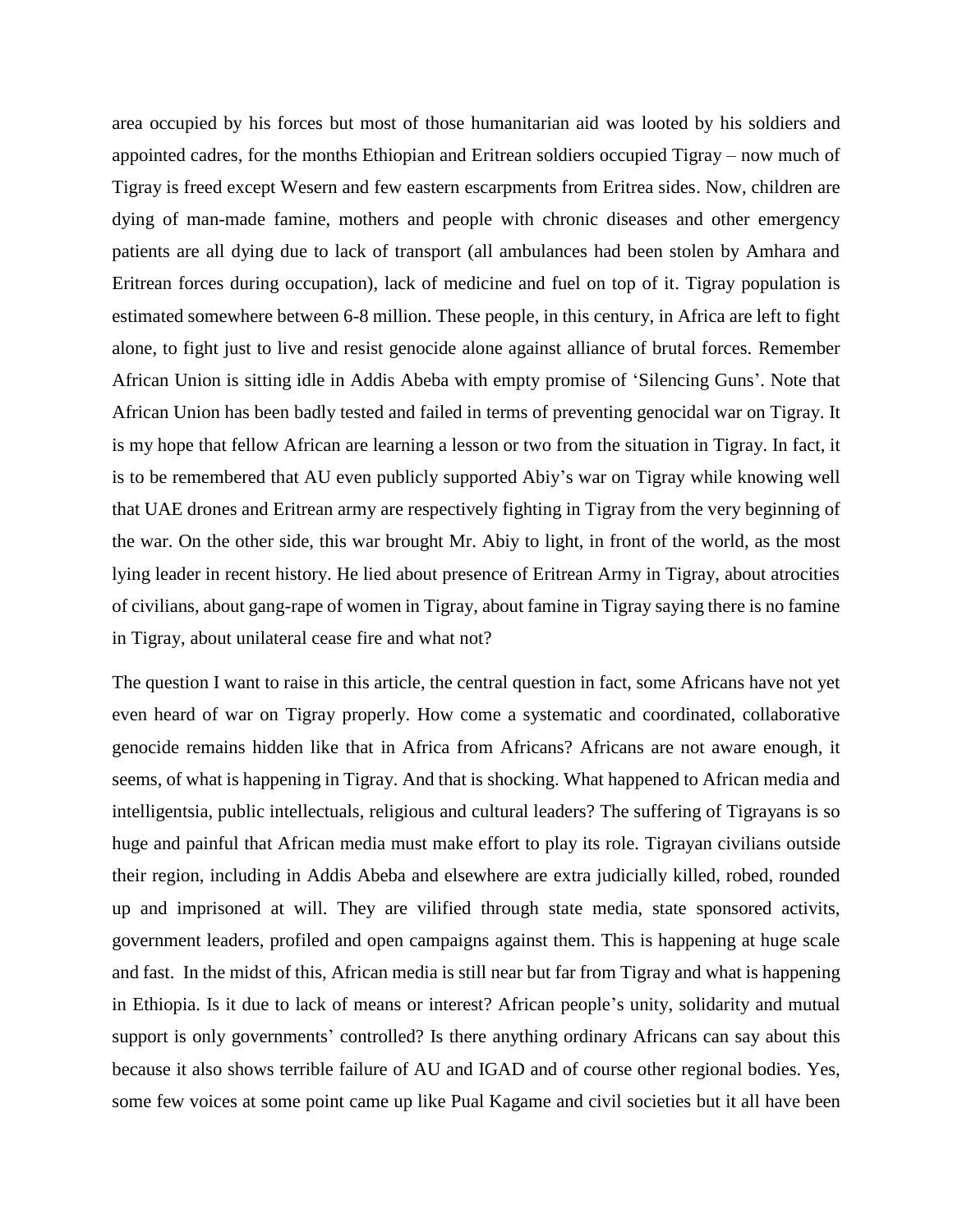area occupied by his forces but most of those humanitarian aid was looted by his soldiers and appointed cadres, for the months Ethiopian and Eritrean soldiers occupied Tigray – now much of Tigray is freed except Wesern and few eastern escarpments from Eritrea sides. Now, children are dying of man-made famine, mothers and people with chronic diseases and other emergency patients are all dying due to lack of transport (all ambulances had been stolen by Amhara and Eritrean forces during occupation), lack of medicine and fuel on top of it. Tigray population is estimated somewhere between 6-8 million. These people, in this century, in Africa are left to fight alone, to fight just to live and resist genocide alone against alliance of brutal forces. Remember African Union is sitting idle in Addis Abeba with empty promise of 'Silencing Guns'. Note that African Union has been badly tested and failed in terms of preventing genocidal war on Tigray. It is my hope that fellow African are learning a lesson or two from the situation in Tigray. In fact, it is to be remembered that AU even publicly supported Abiy's war on Tigray while knowing well that UAE drones and Eritrean army are respectively fighting in Tigray from the very beginning of the war. On the other side, this war brought Mr. Abiy to light, in front of the world, as the most lying leader in recent history. He lied about presence of Eritrean Army in Tigray, about atrocities of civilians, about gang-rape of women in Tigray, about famine in Tigray saying there is no famine in Tigray, about unilateral cease fire and what not?

The question I want to raise in this article, the central question in fact, some Africans have not yet even heard of war on Tigray properly. How come a systematic and coordinated, collaborative genocide remains hidden like that in Africa from Africans? Africans are not aware enough, it seems, of what is happening in Tigray. And that is shocking. What happened to African media and intelligentsia, public intellectuals, religious and cultural leaders? The suffering of Tigrayans is so huge and painful that African media must make effort to play its role. Tigrayan civilians outside their region, including in Addis Abeba and elsewhere are extra judicially killed, robed, rounded up and imprisoned at will. They are vilified through state media, state sponsored activits, government leaders, profiled and open campaigns against them. This is happening at huge scale and fast. In the midst of this, African media is still near but far from Tigray and what is happening in Ethiopia. Is it due to lack of means or interest? African people's unity, solidarity and mutual support is only governments' controlled? Is there anything ordinary Africans can say about this because it also shows terrible failure of AU and IGAD and of course other regional bodies. Yes, some few voices at some point came up like Pual Kagame and civil societies but it all have been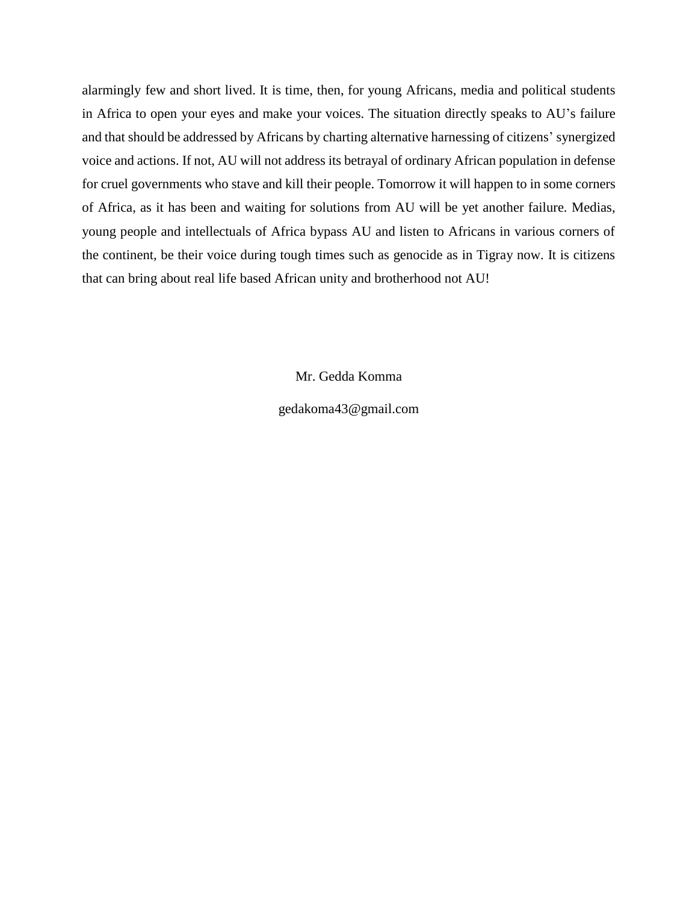alarmingly few and short lived. It is time, then, for young Africans, media and political students in Africa to open your eyes and make your voices. The situation directly speaks to AU's failure and that should be addressed by Africans by charting alternative harnessing of citizens' synergized voice and actions. If not, AU will not address its betrayal of ordinary African population in defense for cruel governments who stave and kill their people. Tomorrow it will happen to in some corners of Africa, as it has been and waiting for solutions from AU will be yet another failure. Medias, young people and intellectuals of Africa bypass AU and listen to Africans in various corners of the continent, be their voice during tough times such as genocide as in Tigray now. It is citizens that can bring about real life based African unity and brotherhood not AU!

Mr. Gedda Komma

gedakoma43@gmail.com